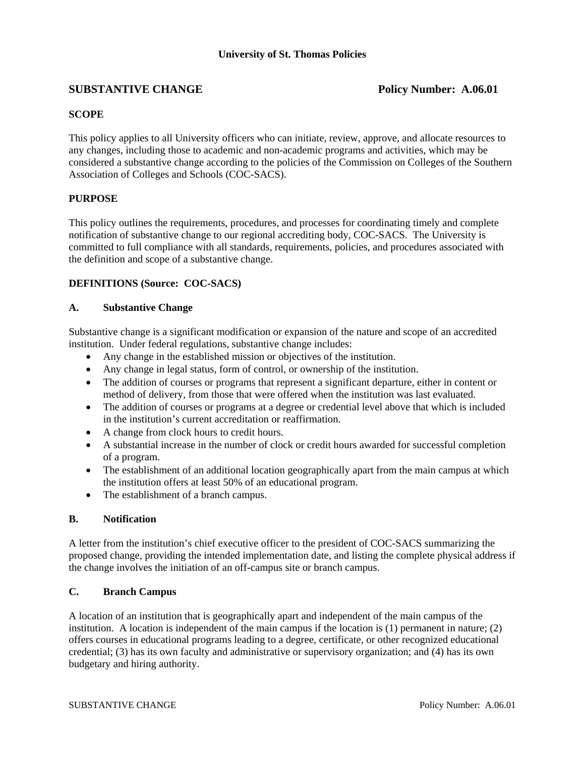**University of St. Thomas Policies**

## SUBSTANTIVE CHANGE — Policy Number: A.06.01

### SCOPE

This policy applies to all University officers who can initiate, review, approve, and allocate resources to any changes, including those to academic and non-academic programs and activities, which may be considered a substantive change according to the policies of the Commission on Colleges of the Southern Association of Colleges and Schools (COC-SACS).

### PURPOSE

This policy outlines the requirements, procedures, and processes for coordinating timely and complete notification of substantive change to our regional accrediting body, COC-SACS. The University is committed to full compliance with all standards, requirements, policies, and procedures associated with the definition and scope of a substantive change.

### DEFINITIONS (Source: COC-SACS)

#### A. Substantive Change

Substantive change is a significant modification or expansion of the nature and scope of an accredited institution. Under federal regulations, substantive change includes:

- Any change in the established mission or objectives of the institution.
- Any change in legal status, form of control, or ownership of the institution.
- The addition of courses or programs that represent a significant departure, either in content or method of delivery, from those that were offered when the institution was last evaluated.
- The addition of courses or programs at a degree or credential level above that which is included in the institution's current accreditation or reaffirmation.
- A change from clock hours to credit hours.
- A substantial increase in the number of clock or credit hours awarded for successful completion of a program.
- The establishment of an additional location geographically apart from the main campus at which the institution offers at least 50% of an educational program.
- The establishment of a branch campus.

#### B. Notification

A letter from the institution's chief executive officer to the president of COC-SACS summarizing the proposed change, providing the intended implementation date, and listing the complete physical address if the change involves the initiation of an off-campus site or branch campus.

#### C. Branch Campus

A location of an institution that is geographically apart and independent of the main campus of the institution. A location is independent of the main campus if the location is (1) permanent in nature; (2) offers courses in educational programs leading to a degree, certificate, or other recognized educational credential; (3) has its own faculty and administrative or supervisory organization; and (4) has its own budgetary and hiring authority.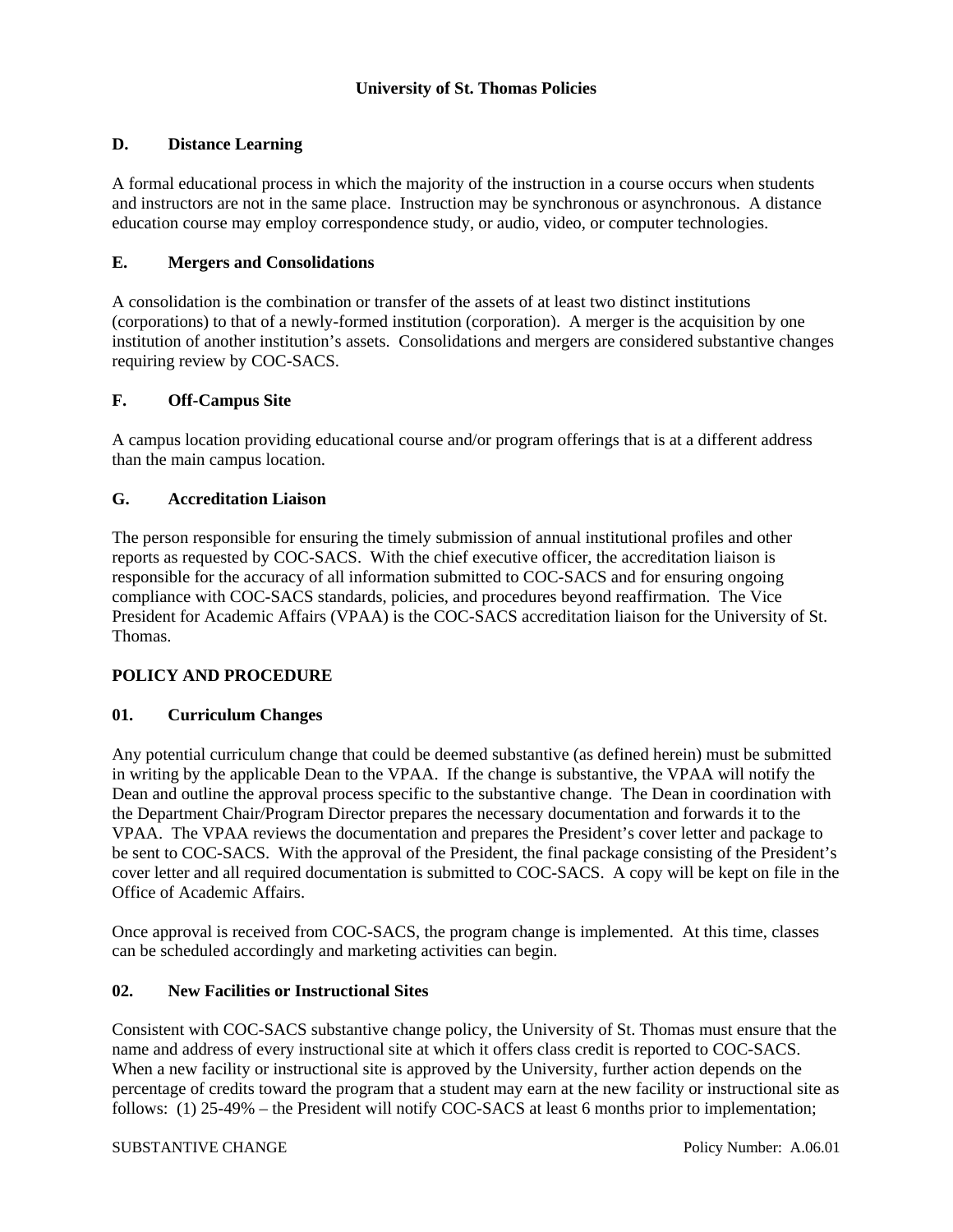**D. Distance Learning**

A formal educational process in which the majority of the instruction in a course occurs when students and instructors are not in the same place. Instruction may be synchronous or asynchronous. A distance education course may employ correspondence study, or audio, video, or computer technologies.

**E. Mergers and Consolidations**

A consolidation is the combination or transfer of the assets of at least two distinct institutions (corporations) to that of a newly-formed institution (corporation). A merger is the acquisition by one institution of another institution's assets. Consolidations and mergers are considered substantive changes requiring review by COC-SACS.

**F. Off-Campus Site**

A campus location providing educational course and/or program offerings that is at a different address than the main campus location.

**G. Accreditation Liaison**

The person responsible for ensuring the timely submission of annual institutional profiles and other reports as requested by COC-SACS. With the chief executive officer, the accreditation liaison is responsible for the accuracy of all information submitted to COC-SACS and for ensuring ongoing compliance with COC-SACS standards, policies, and procedures beyond reaffirmation. The Vice President for Academic Affairs (VPAA) is the COC-SACS accreditation liaison for the University of St. Thomas.

## POLICY AND PROCEDURE

**01. Curriculum Changes**

Any potential curriculum change that could be deemed substantive (as defined herein) must be submitted in writing by the applicable Dean to the VPAA. If the change is substantive, the VPAA will notify the Dean and outline the approval process specific to the substantive change. The Dean in coordination with the Department Chair/Program Director prepares the necessary documentation and forwards it to the VPAA. The VPAA reviews the documentation and prepares the President's cover letter and package to be sent to COC-SACS. With the approval of the President, the final package consisting of the President's cover letter and all required documentation is submitted to COC-SACS. A copy will be kept on file in the Office of Academic Affairs.

Once approval is received from COC-SACS, the program change is implemented. At this time, classes can be scheduled accordingly and marketing activities can begin.

**02. New Facilities or Instructional Sites**

Consistent with COC-SACS substantive change policy, the University of St. Thomas must ensure that the name and address of every instructional site at which it offers class credit is reported to COC-SACS. When a new facility or instructional site is approved by the University, further action depends on the percentage of credits toward the program that a student may earn at the new facility or instructional site as follows: (1) 25-49% – the President will notify COC-SACS at least 6 months prior to implementation;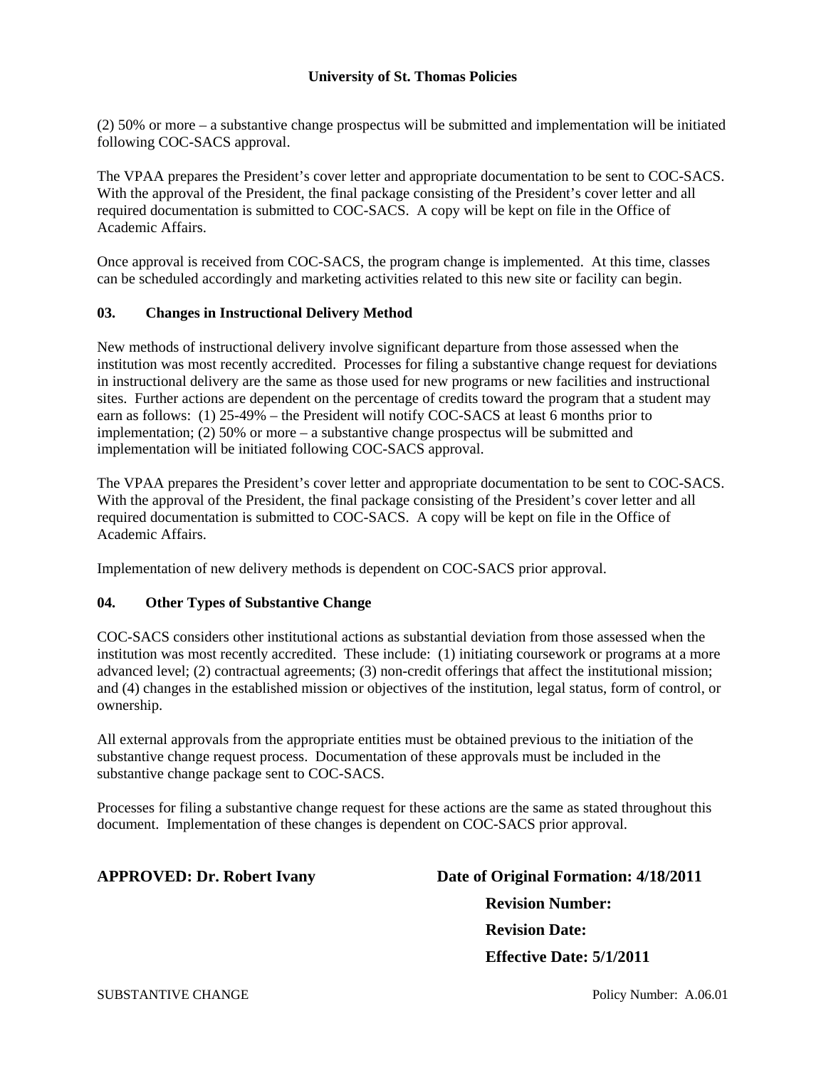(2) 50% or more – a substantive change prospectus will be submitted and implementation will be initiated following COC-SACS approval.

The VPAA prepares the President's cover letter and appropriate documentation to be sent to COC-SACS. With the approval of the President, the final package consisting of the President's cover letter and all required documentation is submitted to COC-SACS. A copy will be kept on file in the Office of Academic Affairs.

Once approval is received from COC-SACS, the program change is implemented. At this time, classes can be scheduled accordingly and marketing activities related to this new site or facility can begin.

### 03. Changes in Instructional Delivery Method

New methods of instructional delivery involve significant departure from those assessed when the institution was most recently accredited. Processes for filing a substantive change request for deviations in instructional delivery are the same as those used for new programs or new facilities and instructional sites. Further actions are dependent on the percentage of credits toward the program that a student may earn as follows: (1) 25-49% – the President will notify COC-SACS at least 6 months prior to implementation; (2) 50% or more – a substantive change prospectus will be submitted and implementation will be initiated following COC-SACS approval.

The VPAA prepares the President's cover letter and appropriate documentation to be sent to COC-SACS. With the approval of the President, the final package consisting of the President's cover letter and all required documentation is submitted to COC-SACS. A copy will be kept on file in the Office of Academic Affairs.

Implementation of new delivery methods is dependent on COC-SACS prior approval.

### 04. Other Types of Substantive Change

COC-SACS considers other institutional actions as substantial deviation from those assessed when the institution was most recently accredited. These include: (1) initiating coursework or programs at a more advanced level; (2) contractual agreements; (3) non-credit offerings that affect the institutional mission; and (4) changes in the established mission or objectives of the institution, legal status, form of control, or ownership.

All external approvals from the appropriate entities must be obtained previous to the initiation of the substantive change request process. Documentation of these approvals must be included in the substantive change package sent to COC-SACS.

Processes for filing a substantive change request for these actions are the same as stated throughout this document. Implementation of these changes is dependent on COC-SACS prior approval.

**APPROVED: Dr. Robert Ivany**

**Date of Original Formation: 4/18/2011**

**Revision Number:**

**Revision Date:**

**Effective Date: 5/1/2011**